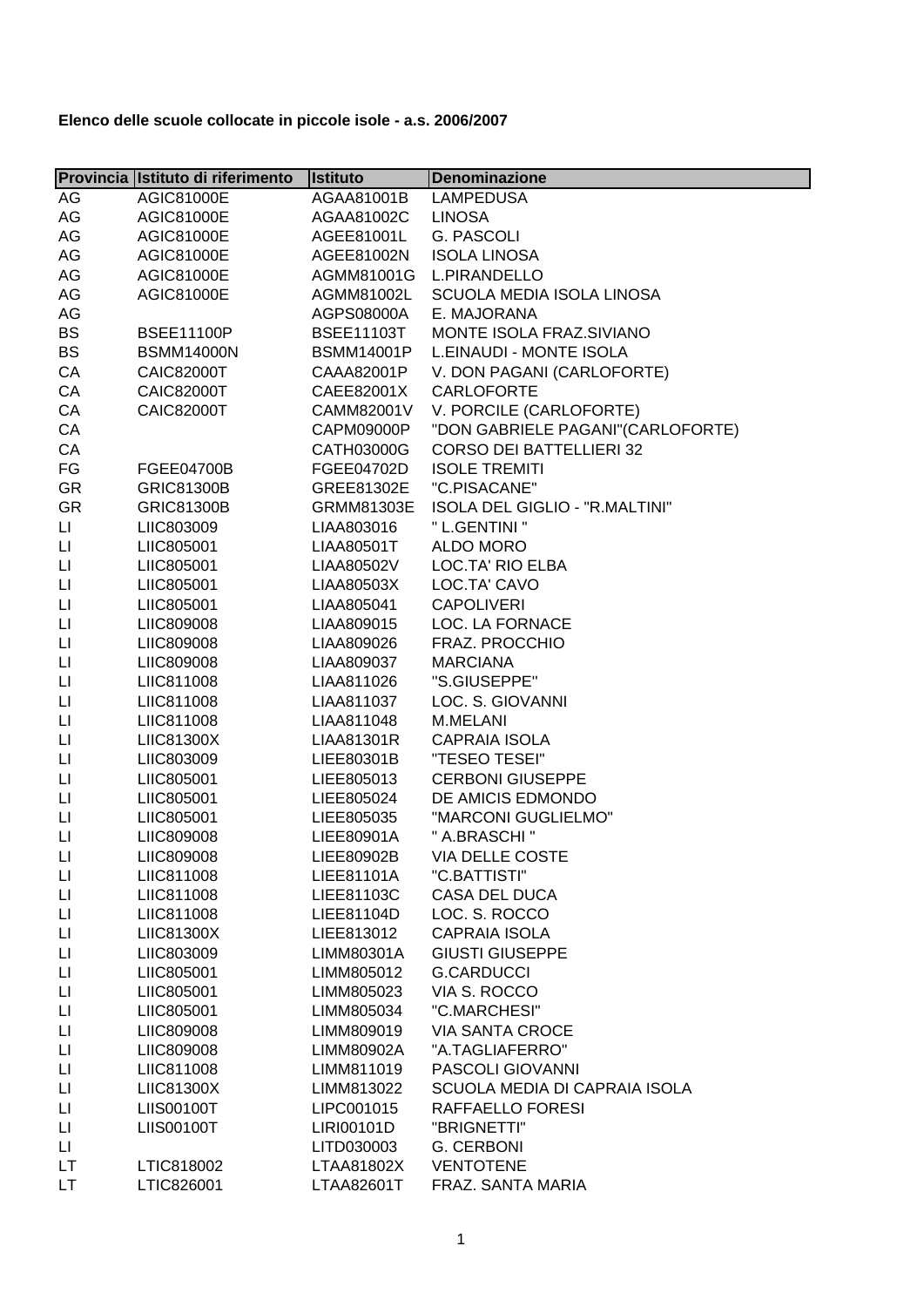**Elenco delle scuole collocate in piccole isole - a.s. 2006/2007**

| Provincia | Istituto di riferimento | Istituto | Denominazione |
|---|---|---|---|
| AG | AGIC81000E | AGAA81001B | LAMPEDUSA |
| AG | AGIC81000E | AGAA81002C | LINOSA |
| AG | AGIC81000E | AGEE81001L | G. PASCOLI |
| AG | AGIC81000E | AGEE81002N | ISOLA LINOSA |
| AG | AGIC81000E | AGMM81001G | L.PIRANDELLO |
| AG | AGIC81000E | AGMM81002L | SCUOLA MEDIA ISOLA LINOSA |
| AG | | AGPS08000A | E. MAJORANA |
| BS | BSEE11100P | BSEE11103T | MONTE ISOLA FRAZ.SIVIANO |
| BS | BSMM14000N | BSMM14001P | L.EINAUDI - MONTE ISOLA |
| CA | CAIC82000T | CAAA82001P | V. DON PAGANI (CARLOFORTE) |
| CA | CAIC82000T | CAEE82001X | CARLOFORTE |
| CA | CAIC82000T | CAMM82001V | V. PORCILE (CARLOFORTE) |
| CA | | CAPM09000P | "DON GABRIELE PAGANI"(CARLOFORTE) |
| CA | | CATH03000G | CORSO DEI BATTELLIERI 32 |
| FG | FGEE04700B | FGEE04702D | ISOLE TREMITI |
| GR | GRIC81300B | GREE81302E | "C.PISACANE" |
| GR | GRIC81300B | GRMM81303E | ISOLA DEL GIGLIO - "R.MALTINI" |
| LI | LIIC803009 | LIAA803016 | " L.GENTINI " |
| LI | LIIC805001 | LIAA80501T | ALDO MORO |
| LI | LIIC805001 | LIAA80502V | LOC.TA' RIO ELBA |
| LI | LIIC805001 | LIAA80503X | LOC.TA' CAVO |
| LI | LIIC805001 | LIAA805041 | CAPOLIVERI |
| LI | LIIC809008 | LIAA809015 | LOC. LA FORNACE |
| LI | LIIC809008 | LIAA809026 | FRAZ. PROCCHIO |
| LI | LIIC809008 | LIAA809037 | MARCIANA |
| LI | LIIC811008 | LIAA811026 | "S.GIUSEPPE" |
| LI | LIIC811008 | LIAA811037 | LOC. S. GIOVANNI |
| LI | LIIC811008 | LIAA811048 | M.MELANI |
| LI | LIIC81300X | LIAA81301R | CAPRAIA ISOLA |
| LI | LIIC803009 | LIEE80301B | "TESEO TESEI" |
| LI | LIIC805001 | LIEE805013 | CERBONI GIUSEPPE |
| LI | LIIC805001 | LIEE805024 | DE AMICIS EDMONDO |
| LI | LIIC805001 | LIEE805035 | "MARCONI GUGLIELMO" |
| LI | LIIC809008 | LIEE80901A | " A.BRASCHI " |
| LI | LIIC809008 | LIEE80902B | VIA DELLE COSTE |
| LI | LIIC811008 | LIEE81101A | "C.BATTISTI" |
| LI | LIIC811008 | LIEE81103C | CASA DEL DUCA |
| LI | LIIC811008 | LIEE81104D | LOC. S. ROCCO |
| LI | LIIC81300X | LIEE813012 | CAPRAIA ISOLA |
| LI | LIIC803009 | LIMM80301A | GIUSTI GIUSEPPE |
| LI | LIIC805001 | LIMM805012 | G.CARDUCCI |
| LI | LIIC805001 | LIMM805023 | VIA S. ROCCO |
| LI | LIIC805001 | LIMM805034 | "C.MARCHESI" |
| LI | LIIC809008 | LIMM809019 | VIA SANTA CROCE |
| LI | LIIC809008 | LIMM80902A | "A.TAGLIAFERRO" |
| LI | LIIC811008 | LIMM811019 | PASCOLI GIOVANNI |
| LI | LIIC81300X | LIMM813022 | SCUOLA MEDIA DI CAPRAIA ISOLA |
| LI | LIIS00100T | LIPC001015 | RAFFAELLO FORESI |
| LI | LIIS00100T | LIRI00101D | "BRIGNETTI" |
| LI | | LITD030003 | G. CERBONI |
| LT | LTIC818002 | LTAA81802X | VENTOTENE |
| LT | LTIC826001 | LTAA82601T | FRAZ. SANTA MARIA |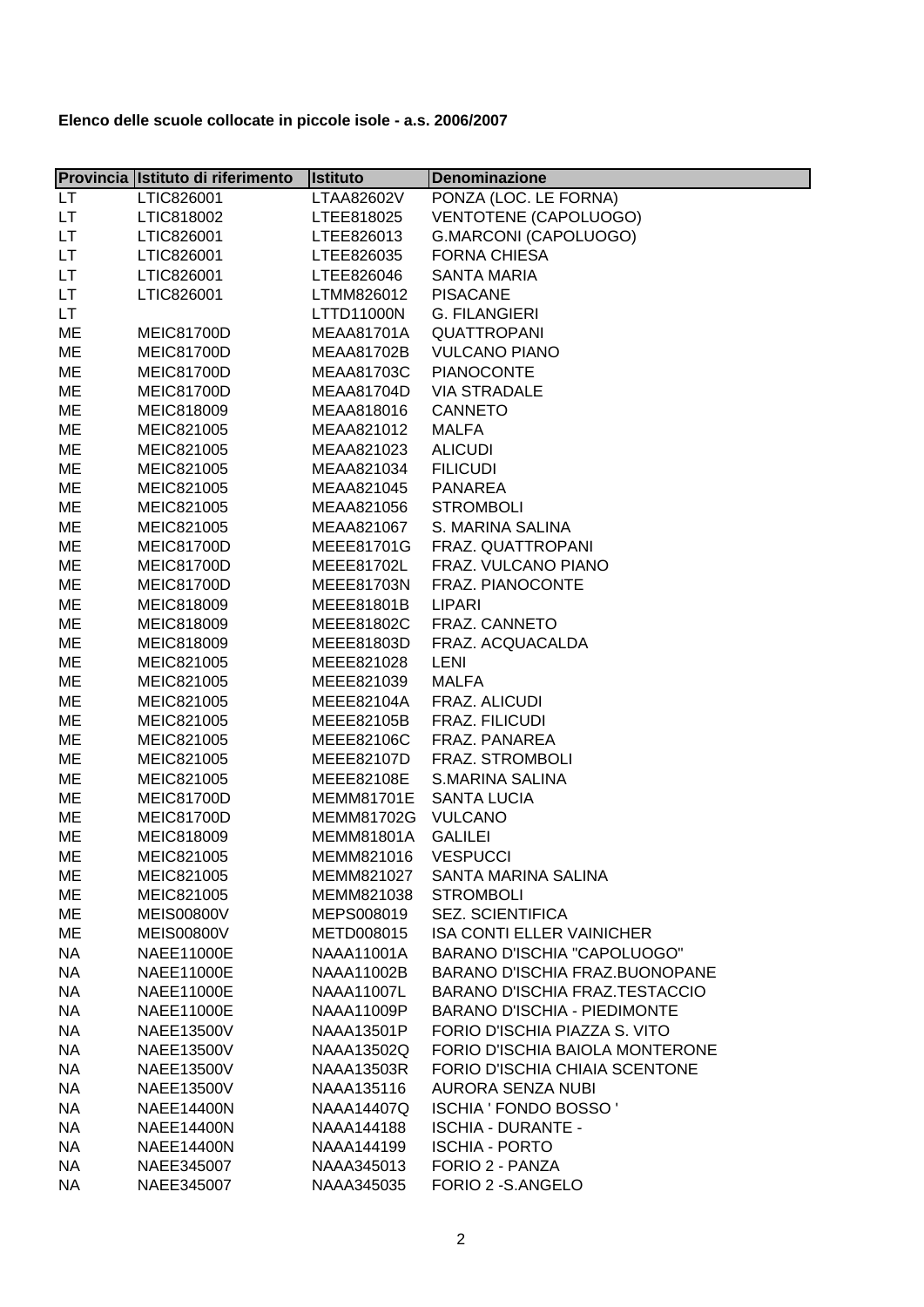**Elenco delle scuole collocate in piccole isole - a.s. 2006/2007**

| Provincia | Istituto di riferimento | Istituto | Denominazione |
|---|---|---|---|
| LT | LTIC826001 | LTAA82602V | PONZA (LOC. LE FORNA) |
| LT | LTIC818002 | LTEE818025 | VENTOTENE (CAPOLUOGO) |
| LT | LTIC826001 | LTEE826013 | G.MARCONI (CAPOLUOGO) |
| LT | LTIC826001 | LTEE826035 | FORNA CHIESA |
| LT | LTIC826001 | LTEE826046 | SANTA MARIA |
| LT | LTIC826001 | LTMM826012 | PISACANE |
| LT | | LTTD11000N | G. FILANGIERI |
| ME | MEIC81700D | MEAA81701A | QUATTROPANI |
| ME | MEIC81700D | MEAA81702B | VULCANO PIANO |
| ME | MEIC81700D | MEAA81703C | PIANOCONTE |
| ME | MEIC81700D | MEAA81704D | VIA STRADALE |
| ME | MEIC818009 | MEAA818016 | CANNETO |
| ME | MEIC821005 | MEAA821012 | MALFA |
| ME | MEIC821005 | MEAA821023 | ALICUDI |
| ME | MEIC821005 | MEAA821034 | FILICUDI |
| ME | MEIC821005 | MEAA821045 | PANAREA |
| ME | MEIC821005 | MEAA821056 | STROMBOLI |
| ME | MEIC821005 | MEAA821067 | S. MARINA SALINA |
| ME | MEIC81700D | MEEE81701G | FRAZ. QUATTROPANI |
| ME | MEIC81700D | MEEE81702L | FRAZ. VULCANO PIANO |
| ME | MEIC81700D | MEEE81703N | FRAZ. PIANOCONTE |
| ME | MEIC818009 | MEEE81801B | LIPARI |
| ME | MEIC818009 | MEEE81802C | FRAZ. CANNETO |
| ME | MEIC818009 | MEEE81803D | FRAZ. ACQUACALDA |
| ME | MEIC821005 | MEEE821028 | LENI |
| ME | MEIC821005 | MEEE821039 | MALFA |
| ME | MEIC821005 | MEEE82104A | FRAZ. ALICUDI |
| ME | MEIC821005 | MEEE82105B | FRAZ. FILICUDI |
| ME | MEIC821005 | MEEE82106C | FRAZ. PANAREA |
| ME | MEIC821005 | MEEE82107D | FRAZ. STROMBOLI |
| ME | MEIC821005 | MEEE82108E | S.MARINA SALINA |
| ME | MEIC81700D | MEMM81701E | SANTA LUCIA |
| ME | MEIC81700D | MEMM81702G | VULCANO |
| ME | MEIC818009 | MEMM81801A | GALILEI |
| ME | MEIC821005 | MEMM821016 | VESPUCCI |
| ME | MEIC821005 | MEMM821027 | SANTA MARINA SALINA |
| ME | MEIC821005 | MEMM821038 | STROMBOLI |
| ME | MEIS00800V | MEPS008019 | SEZ. SCIENTIFICA |
| ME | MEIS00800V | METD008015 | ISA CONTI ELLER VAINICHER |
| NA | NAEE11000E | NAAA11001A | BARANO D'ISCHIA "CAPOLUOGO" |
| NA | NAEE11000E | NAAA11002B | BARANO D'ISCHIA FRAZ.BUONOPANE |
| NA | NAEE11000E | NAAA11007L | BARANO D'ISCHIA FRAZ.TESTACCIO |
| NA | NAEE11000E | NAAA11009P | BARANO D'ISCHIA - PIEDIMONTE |
| NA | NAEE13500V | NAAA13501P | FORIO D'ISCHIA PIAZZA S. VITO |
| NA | NAEE13500V | NAAA13502Q | FORIO D'ISCHIA BAIOLA MONTERONE |
| NA | NAEE13500V | NAAA13503R | FORIO D'ISCHIA CHIAIA SCENTONE |
| NA | NAEE13500V | NAAA135116 | AURORA SENZA NUBI |
| NA | NAEE14400N | NAAA14407Q | ISCHIA ' FONDO BOSSO ' |
| NA | NAEE14400N | NAAA144188 | ISCHIA - DURANTE - |
| NA | NAEE14400N | NAAA144199 | ISCHIA - PORTO |
| NA | NAEE345007 | NAAA345013 | FORIO 2 - PANZA |
| NA | NAEE345007 | NAAA345035 | FORIO 2 -S.ANGELO |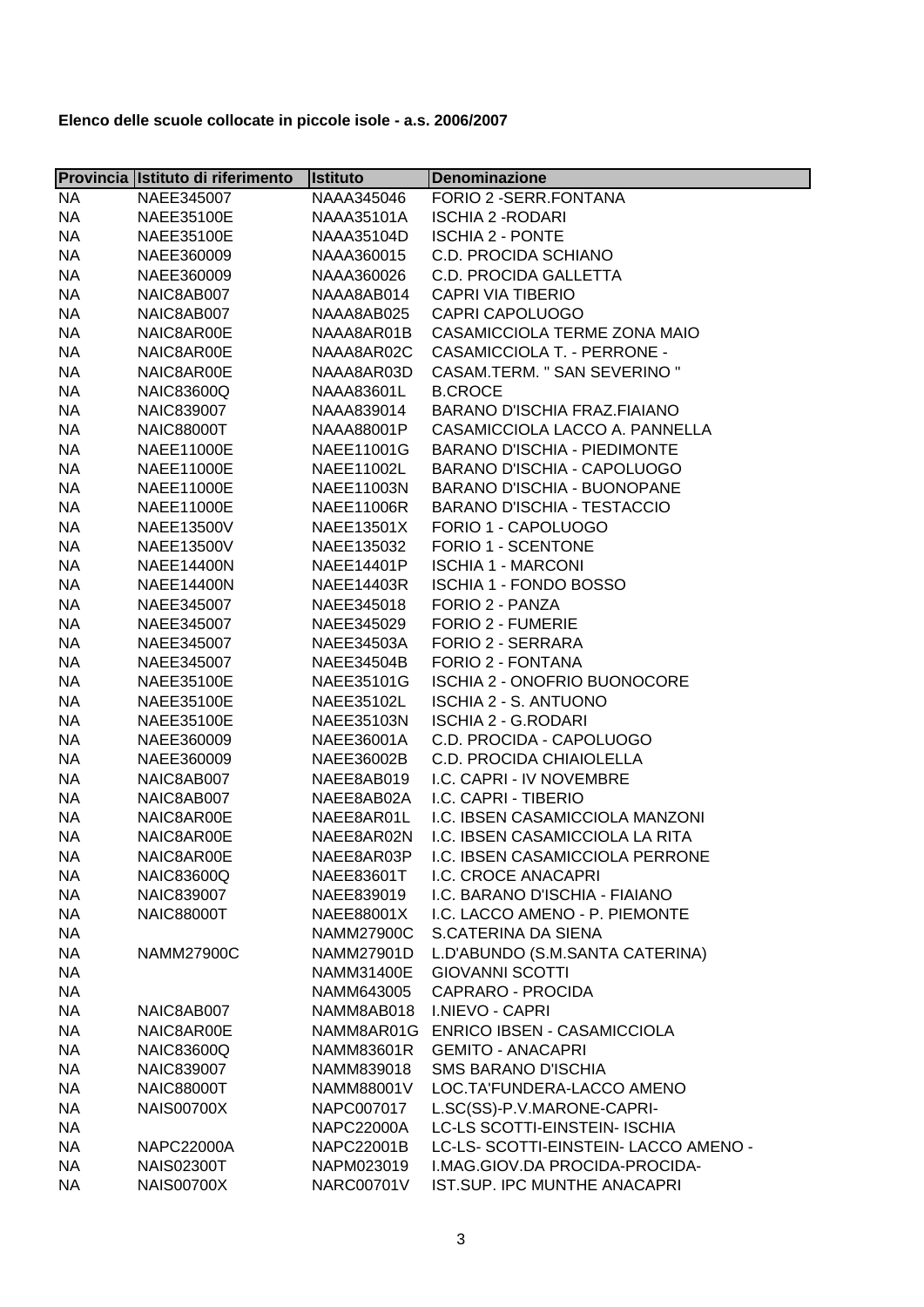**Elenco delle scuole collocate in piccole isole - a.s. 2006/2007**

| Provincia | Istituto di riferimento | Istituto | Denominazione |
|---|---|---|---|
| NA | NAEE345007 | NAAA345046 | FORIO 2 -SERR.FONTANA |
| NA | NAEE35100E | NAAA35101A | ISCHIA 2 -RODARI |
| NA | NAEE35100E | NAAA35104D | ISCHIA 2 - PONTE |
| NA | NAEE360009 | NAAA360015 | C.D. PROCIDA SCHIANO |
| NA | NAEE360009 | NAAA360026 | C.D. PROCIDA GALLETTA |
| NA | NAIC8AB007 | NAAA8AB014 | CAPRI VIA TIBERIO |
| NA | NAIC8AB007 | NAAA8AB025 | CAPRI CAPOLUOGO |
| NA | NAIC8AR00E | NAAA8AR01B | CASAMICCIOLA TERME ZONA MAIO |
| NA | NAIC8AR00E | NAAA8AR02C | CASAMICCIOLA T. - PERRONE - |
| NA | NAIC8AR00E | NAAA8AR03D | CASAM.TERM. " SAN SEVERINO " |
| NA | NAIC83600Q | NAAA83601L | B.CROCE |
| NA | NAIC839007 | NAAA839014 | BARANO D'ISCHIA FRAZ.FIAIANO |
| NA | NAIC88000T | NAAA88001P | CASAMICCIOLA LACCO A. PANNELLA |
| NA | NAEE11000E | NAEE11001G | BARANO D'ISCHIA - PIEDIMONTE |
| NA | NAEE11000E | NAEE11002L | BARANO D'ISCHIA - CAPOLUOGO |
| NA | NAEE11000E | NAEE11003N | BARANO D'ISCHIA - BUONOPANE |
| NA | NAEE11000E | NAEE11006R | BARANO D'ISCHIA - TESTACCIO |
| NA | NAEE13500V | NAEE13501X | FORIO 1 - CAPOLUOGO |
| NA | NAEE13500V | NAEE135032 | FORIO 1 - SCENTONE |
| NA | NAEE14400N | NAEE14401P | ISCHIA 1 - MARCONI |
| NA | NAEE14400N | NAEE14403R | ISCHIA 1 - FONDO BOSSO |
| NA | NAEE345007 | NAEE345018 | FORIO 2 - PANZA |
| NA | NAEE345007 | NAEE345029 | FORIO 2 - FUMERIE |
| NA | NAEE345007 | NAEE34503A | FORIO 2 - SERRARA |
| NA | NAEE345007 | NAEE34504B | FORIO 2 - FONTANA |
| NA | NAEE35100E | NAEE35101G | ISCHIA 2 - ONOFRIO BUONOCORE |
| NA | NAEE35100E | NAEE35102L | ISCHIA 2 - S. ANTUONO |
| NA | NAEE35100E | NAEE35103N | ISCHIA 2 - G.RODARI |
| NA | NAEE360009 | NAEE36001A | C.D. PROCIDA - CAPOLUOGO |
| NA | NAEE360009 | NAEE36002B | C.D. PROCIDA CHIAIOLELLA |
| NA | NAIC8AB007 | NAEE8AB019 | I.C. CAPRI - IV NOVEMBRE |
| NA | NAIC8AB007 | NAEE8AB02A | I.C. CAPRI - TIBERIO |
| NA | NAIC8AR00E | NAEE8AR01L | I.C. IBSEN CASAMICCIOLA MANZONI |
| NA | NAIC8AR00E | NAEE8AR02N | I.C. IBSEN CASAMICCIOLA LA RITA |
| NA | NAIC8AR00E | NAEE8AR03P | I.C. IBSEN CASAMICCIOLA PERRONE |
| NA | NAIC83600Q | NAEE83601T | I.C. CROCE ANACAPRI |
| NA | NAIC839007 | NAEE839019 | I.C. BARANO D'ISCHIA - FIAIANO |
| NA | NAIC88000T | NAEE88001X | I.C. LACCO AMENO - P. PIEMONTE |
| NA | | NAMM27900C | S.CATERINA DA SIENA |
| NA | NAMM27900C | NAMM27901D | L.D'ABUNDO (S.M.SANTA CATERINA) |
| NA | | NAMM31400E | GIOVANNI SCOTTI |
| NA | | NAMM643005 | CAPRARO - PROCIDA |
| NA | NAIC8AB007 | NAMM8AB018 | I.NIEVO - CAPRI |
| NA | NAIC8AR00E | NAMM8AR01G | ENRICO IBSEN - CASAMICCIOLA |
| NA | NAIC83600Q | NAMM83601R | GEMITO - ANACAPRI |
| NA | NAIC839007 | NAMM839018 | SMS BARANO D'ISCHIA |
| NA | NAIC88000T | NAMM88001V | LOC.TA'FUNDERA-LACCO AMENO |
| NA | NAIS00700X | NAPC007017 | L.SC(SS)-P.V.MARONE-CAPRI- |
| NA | | NAPC22000A | LC-LS SCOTTI-EINSTEIN- ISCHIA |
| NA | NAPC22000A | NAPC22001B | LC-LS- SCOTTI-EINSTEIN- LACCO AMENO - |
| NA | NAIS02300T | NAPM023019 | I.MAG.GIOV.DA PROCIDA-PROCIDA- |
| NA | NAIS00700X | NARC00701V | IST.SUP. IPC MUNTHE ANACAPRI |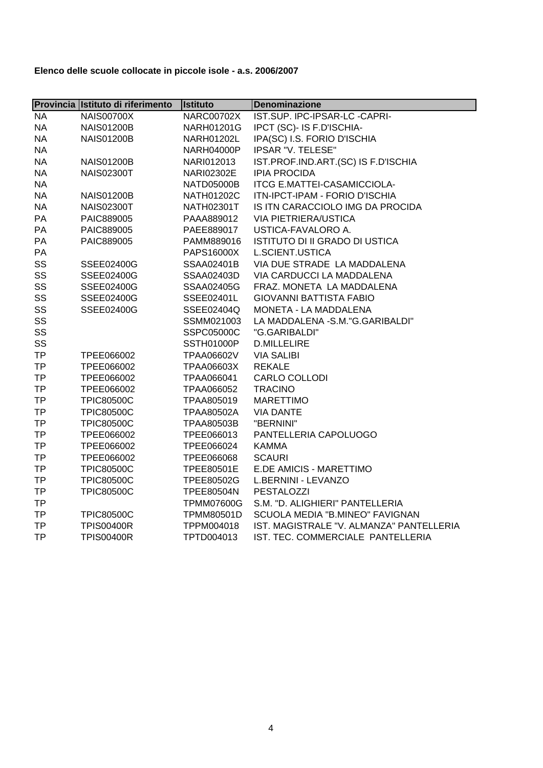**Elenco delle scuole collocate in piccole isole - a.s. 2006/2007**

| Provincia | Istituto di riferimento | Istituto | Denominazione |
|---|---|---|---|
| NA | NAIS00700X | NARC00702X | IST.SUP. IPC-IPSAR-LC -CAPRI- |
| NA | NAIS01200B | NARH01201G | IPCT (SC)- IS F.D'ISCHIA- |
| NA | NAIS01200B | NARH01202L | IPA(SC) I.S. FORIO D'ISCHIA |
| NA | | NARH04000P | IPSAR "V. TELESE" |
| NA | NAIS01200B | NARI012013 | IST.PROF.IND.ART.(SC) IS F.D'ISCHIA |
| NA | NAIS02300T | NARI02302E | IPIA PROCIDA |
| NA | | NATD05000B | ITCG E.MATTEI-CASAMICCIOLA- |
| NA | NAIS01200B | NATH01202C | ITN-IPCT-IPAM - FORIO D'ISCHIA |
| NA | NAIS02300T | NATH02301T | IS ITN CARACCIOLO IMG DA PROCIDA |
| PA | PAIC889005 | PAAA889012 | VIA PIETRIERA/USTICA |
| PA | PAIC889005 | PAEE889017 | USTICA-FAVALORO A. |
| PA | PAIC889005 | PAMM889016 | ISTITUTO DI II GRADO DI USTICA |
| PA | | PAPS16000X | L.SCIENT.USTICA |
| SS | SSEE02400G | SSAA02401B | VIA DUE STRADE LA MADDALENA |
| SS | SSEE02400G | SSAA02403D | VIA CARDUCCI LA MADDALENA |
| SS | SSEE02400G | SSAA02405G | FRAZ. MONETA LA MADDALENA |
| SS | SSEE02400G | SSEE02401L | GIOVANNI BATTISTA FABIO |
| SS | SSEE02400G | SSEE02404Q | MONETA - LA MADDALENA |
| SS | | SSMM021003 | LA MADDALENA -S.M."G.GARIBALDI" |
| SS | | SSPC05000C | "G.GARIBALDI" |
| SS | | SSTH01000P | D.MILLELIRE |
| TP | TPEE066002 | TPAA06602V | VIA SALIBI |
| TP | TPEE066002 | TPAA06603X | REKALE |
| TP | TPEE066002 | TPAA066041 | CARLO COLLODI |
| TP | TPEE066002 | TPAA066052 | TRACINO |
| TP | TPIC80500C | TPAA805019 | MARETTIMO |
| TP | TPIC80500C | TPAA80502A | VIA DANTE |
| TP | TPIC80500C | TPAA80503B | "BERNINI" |
| TP | TPEE066002 | TPEE066013 | PANTELLERIA CAPOLUOGO |
| TP | TPEE066002 | TPEE066024 | KAMMA |
| TP | TPEE066002 | TPEE066068 | SCAURI |
| TP | TPIC80500C | TPEE80501E | E.DE AMICIS - MARETTIMO |
| TP | TPIC80500C | TPEE80502G | L.BERNINI - LEVANZO |
| TP | TPIC80500C | TPEE80504N | PESTALOZZI |
| TP | | TPMM07600G | S.M. "D. ALIGHIERI" PANTELLERIA |
| TP | TPIC80500C | TPMM80501D | SCUOLA MEDIA "B.MINEO" FAVIGNAN |
| TP | TPIS00400R | TPPM004018 | IST. MAGISTRALE "V. ALMANZA" PANTELLERIA |
| TP | TPIS00400R | TPTD004013 | IST. TEC. COMMERCIALE PANTELLERIA |